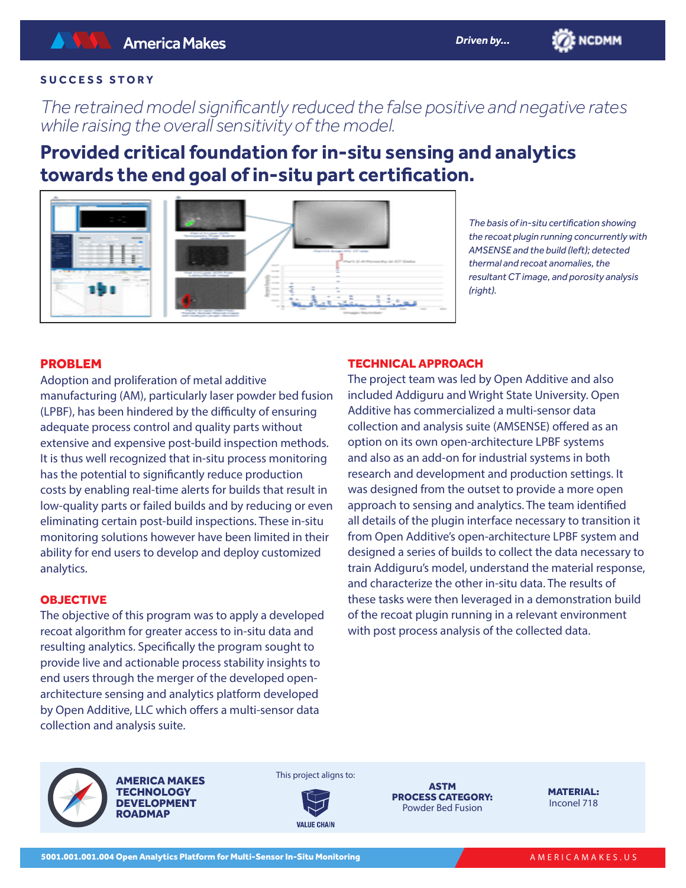SUCCESS STORY

*The retrained model significantly reduced the false positive and negative rates while raising the overall sensitivity of the model.*

# Provided critical foundation for in-situ sensing and analytics towards the end goal of in-situ part certification.

*The basis of in-situ certification showing the recoat plugin running concurrently with AMSENSE and the build (left); detected thermal and recoat anomalies, the resultant CT image, and porosity analysis (right).*

## PROBLEM

Adoption and proliferation of metal additive manufacturing (AM), particularly laser powder bed fusion (LPBF), has been hindered by the difficulty of ensuring adequate process control and quality parts without extensive and expensive post-build inspection methods. It is thus well recognized that in-situ process monitoring has the potential to significantly reduce production costs by enabling real-time alerts for builds that result in low-quality parts or failed builds and by reducing or even eliminating certain post-build inspections. These in-situ monitoring solutions however have been limited in their ability for end users to develop and deploy customized analytics.

## OBJECTIVE

The objective of this program was to apply a developed recoat algorithm for greater access to in-situ data and resulting analytics. Specifically the program sought to provide live and actionable process stability insights to end users through the merger of the developed open-architecture sensing and analytics platform developed by Open Additive, LLC which offers a multi-sensor data collection and analysis suite.

## TECHNICAL APPROACH

The project team was led by Open Additive and also included Addiguru and Wright State University. Open Additive has commercialized a multi-sensor data collection and analysis suite (AMSENSE) offered as an option on its own open-architecture LPBF systems and also as an add-on for industrial systems in both research and development and production settings. It was designed from the outset to provide a more open approach to sensing and analytics. The team identified all details of the plugin interface necessary to transition it from Open Additive's open-architecture LPBF system and designed a series of builds to collect the data necessary to train Addiguru's model, understand the material response, and characterize the other in-situ data. The results of these tasks were then leveraged in a demonstration build of the recoat plugin running in a relevant environment with post process analysis of the collected data.

**AMERICA MAKES TECHNOLOGY DEVELOPMENT ROADMAP**

This project aligns to: VALUE CHAIN

**ASTM PROCESS CATEGORY:** Powder Bed Fusion

**MATERIAL:** Inconel 718

**5001.001.001.004 Open Analytics Platform for Multi-Sensor In-Situ Monitoring**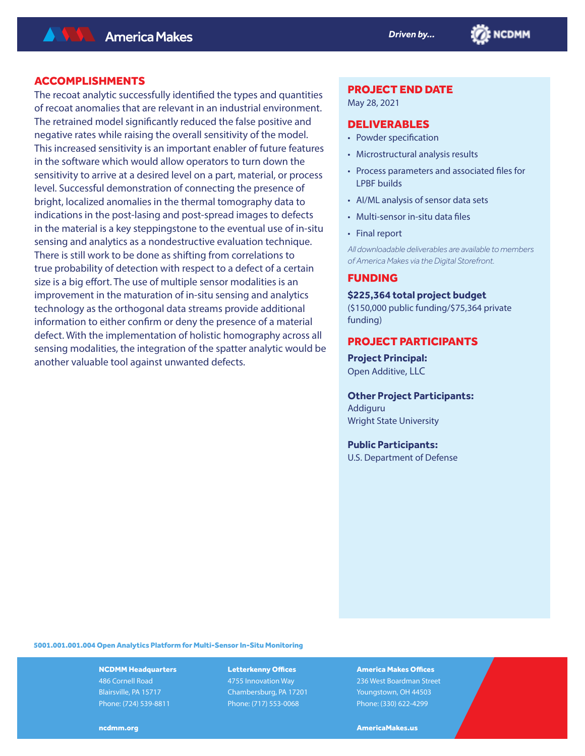## ACCOMPLISHMENTS

The recoat analytic successfully identified the types and quantities of recoat anomalies that are relevant in an industrial environment. The retrained model significantly reduced the false positive and negative rates while raising the overall sensitivity of the model. This increased sensitivity is an important enabler of future features in the software which would allow operators to turn down the sensitivity to arrive at a desired level on a part, material, or process level. Successful demonstration of connecting the presence of bright, localized anomalies in the thermal tomography data to indications in the post-lasing and post-spread images to defects in the material is a key steppingstone to the eventual use of in-situ sensing and analytics as a nondestructive evaluation technique. There is still work to be done as shifting from correlations to true probability of detection with respect to a defect of a certain size is a big effort. The use of multiple sensor modalities is an improvement in the maturation of in-situ sensing and analytics technology as the orthogonal data streams provide additional information to either confirm or deny the presence of a material defect. With the implementation of holistic homography across all sensing modalities, the integration of the spatter analytic would be another valuable tool against unwanted defects.

## PROJECT END DATE

May 28, 2021

## DELIVERABLES

- Powder specification
- Microstructural analysis results
- Process parameters and associated files for LPBF builds
- AI/ML analysis of sensor data sets
- Multi-sensor in-situ data files
- Final report

*All downloadable deliverables are available to members of America Makes via the Digital Storefront.*

## FUNDING

**$225,364 total project budget**
($150,000 public funding/$75,364 private funding)

## PROJECT PARTICIPANTS

**Project Principal:**
Open Additive, LLC

**Other Project Participants:**
Addiguru
Wright State University

**Public Participants:**
U.S. Department of Defense

**5001.001.001.004 Open Analytics Platform for Multi-Sensor In-Situ Monitoring**

**NCDMM Headquarters**
486 Cornell Road
Blairsville, PA 15717
Phone: (724) 539-8811

**Letterkenny Offices**
4755 Innovation Way
Chambersburg, PA 17201
Phone: (717) 553-0068

**America Makes Offices**
236 West Boardman Street
Youngstown, OH 44503
Phone: (330) 622-4299

**ncdmm.org**

**AmericaMakes.us**